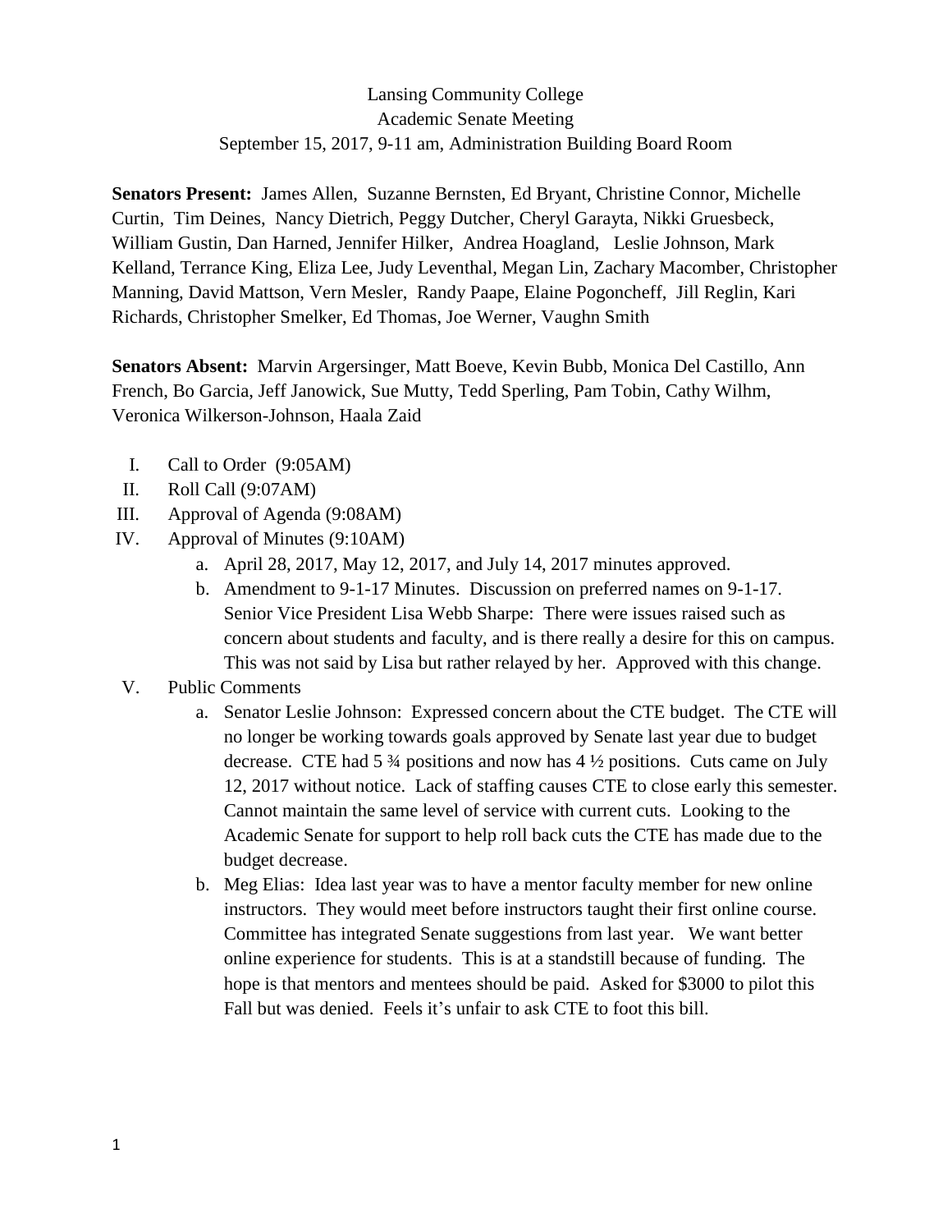Lansing Community College
Academic Senate Meeting
September 15, 2017, 9-11 am, Administration Building Board Room

**Senators Present:** James Allen, Suzanne Bernsten, Ed Bryant, Christine Connor, Michelle Curtin, Tim Deines, Nancy Dietrich, Peggy Dutcher, Cheryl Garayta, Nikki Gruesbeck, William Gustin, Dan Harned, Jennifer Hilker, Andrea Hoagland, Leslie Johnson, Mark Kelland, Terrance King, Eliza Lee, Judy Leventhal, Megan Lin, Zachary Macomber, Christopher Manning, David Mattson, Vern Mesler, Randy Paape, Elaine Pogoncheff, Jill Reglin, Kari Richards, Christopher Smelker, Ed Thomas, Joe Werner, Vaughn Smith

**Senators Absent:** Marvin Argersinger, Matt Boeve, Kevin Bubb, Monica Del Castillo, Ann French, Bo Garcia, Jeff Janowick, Sue Mutty, Tedd Sperling, Pam Tobin, Cathy Wilhm, Veronica Wilkerson-Johnson, Haala Zaid

I. Call to Order (9:05AM)
II. Roll Call (9:07AM)
III. Approval of Agenda (9:08AM)
IV. Approval of Minutes (9:10AM)
    a. April 28, 2017, May 12, 2017, and July 14, 2017 minutes approved.
    b. Amendment to 9-1-17 Minutes. Discussion on preferred names on 9-1-17. Senior Vice President Lisa Webb Sharpe: There were issues raised such as concern about students and faculty, and is there really a desire for this on campus. This was not said by Lisa but rather relayed by her. Approved with this change.
V. Public Comments
    a. Senator Leslie Johnson: Expressed concern about the CTE budget. The CTE will no longer be working towards goals approved by Senate last year due to budget decrease. CTE had 5 ¾ positions and now has 4 ½ positions. Cuts came on July 12, 2017 without notice. Lack of staffing causes CTE to close early this semester. Cannot maintain the same level of service with current cuts. Looking to the Academic Senate for support to help roll back cuts the CTE has made due to the budget decrease.
    b. Meg Elias: Idea last year was to have a mentor faculty member for new online instructors. They would meet before instructors taught their first online course. Committee has integrated Senate suggestions from last year. We want better online experience for students. This is at a standstill because of funding. The hope is that mentors and mentees should be paid. Asked for $3000 to pilot this Fall but was denied. Feels it's unfair to ask CTE to foot this bill.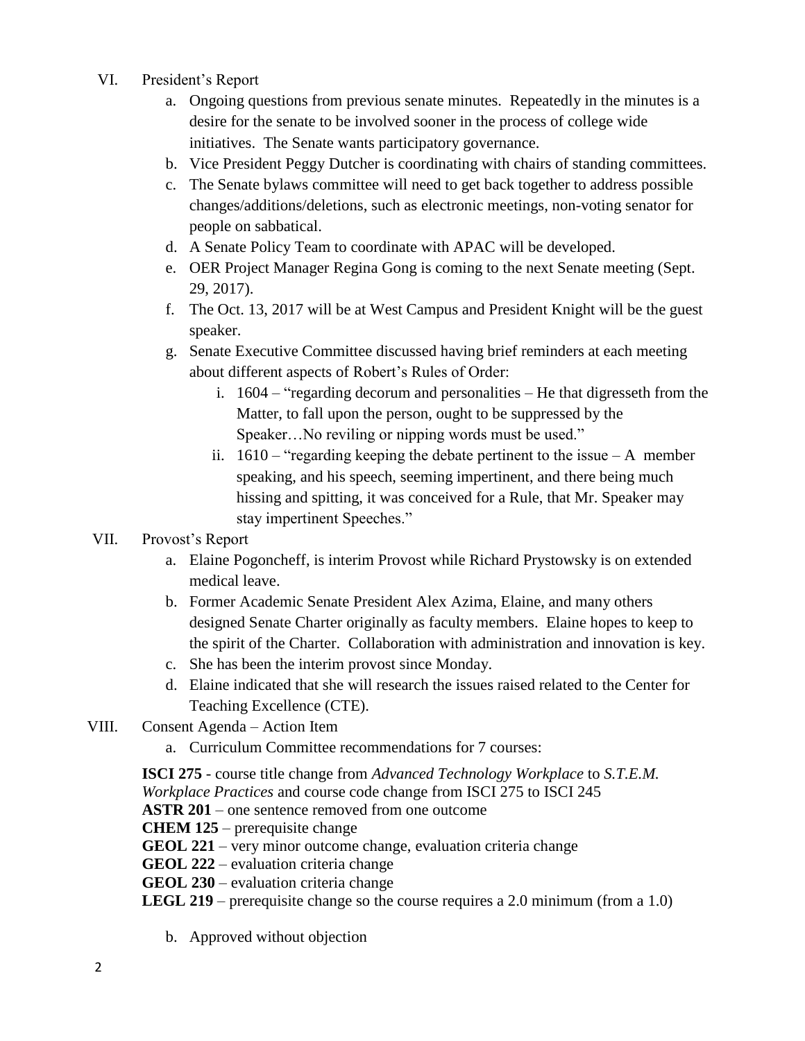VI. President's Report

a. Ongoing questions from previous senate minutes. Repeatedly in the minutes is a desire for the senate to be involved sooner in the process of college wide initiatives. The Senate wants participatory governance.

b. Vice President Peggy Dutcher is coordinating with chairs of standing committees.

c. The Senate bylaws committee will need to get back together to address possible changes/additions/deletions, such as electronic meetings, non-voting senator for people on sabbatical.

d. A Senate Policy Team to coordinate with APAC will be developed.

e. OER Project Manager Regina Gong is coming to the next Senate meeting (Sept. 29, 2017).

f. The Oct. 13, 2017 will be at West Campus and President Knight will be the guest speaker.

g. Senate Executive Committee discussed having brief reminders at each meeting about different aspects of Robert's Rules of Order:

   i. 1604 – "regarding decorum and personalities – He that digresseth from the Matter, to fall upon the person, ought to be suppressed by the Speaker…No reviling or nipping words must be used."

   ii. 1610 – "regarding keeping the debate pertinent to the issue – A member speaking, and his speech, seeming impertinent, and there being much hissing and spitting, it was conceived for a Rule, that Mr. Speaker may stay impertinent Speeches."

VII. Provost's Report

a. Elaine Pogoncheff, is interim Provost while Richard Prystowsky is on extended medical leave.

b. Former Academic Senate President Alex Azima, Elaine, and many others designed Senate Charter originally as faculty members. Elaine hopes to keep to the spirit of the Charter. Collaboration with administration and innovation is key.

c. She has been the interim provost since Monday.

d. Elaine indicated that she will research the issues raised related to the Center for Teaching Excellence (CTE).

VIII. Consent Agenda – Action Item

a. Curriculum Committee recommendations for 7 courses:

**ISCI 275** - course title change from *Advanced Technology Workplace* to *S.T.E.M. Workplace Practices* and course code change from ISCI 275 to ISCI 245
**ASTR 201** – one sentence removed from one outcome
**CHEM 125** – prerequisite change
**GEOL 221** – very minor outcome change, evaluation criteria change
**GEOL 222** – evaluation criteria change
**GEOL 230** – evaluation criteria change
**LEGL 219** – prerequisite change so the course requires a 2.0 minimum (from a 1.0)

b. Approved without objection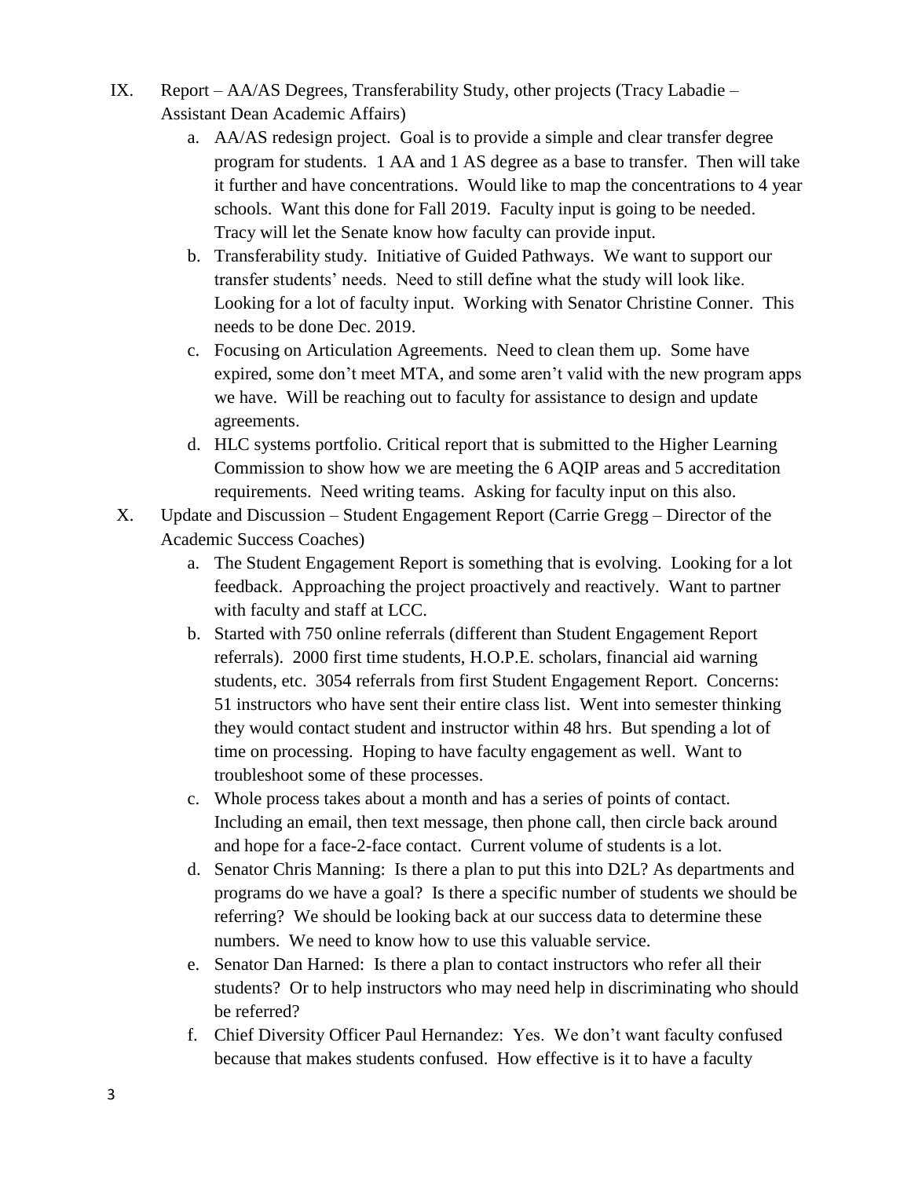IX. Report – AA/AS Degrees, Transferability Study, other projects (Tracy Labadie – Assistant Dean Academic Affairs)

   a. AA/AS redesign project. Goal is to provide a simple and clear transfer degree program for students. 1 AA and 1 AS degree as a base to transfer. Then will take it further and have concentrations. Would like to map the concentrations to 4 year schools. Want this done for Fall 2019. Faculty input is going to be needed. Tracy will let the Senate know how faculty can provide input.

   b. Transferability study. Initiative of Guided Pathways. We want to support our transfer students' needs. Need to still define what the study will look like. Looking for a lot of faculty input. Working with Senator Christine Conner. This needs to be done Dec. 2019.

   c. Focusing on Articulation Agreements. Need to clean them up. Some have expired, some don't meet MTA, and some aren't valid with the new program apps we have. Will be reaching out to faculty for assistance to design and update agreements.

   d. HLC systems portfolio. Critical report that is submitted to the Higher Learning Commission to show how we are meeting the 6 AQIP areas and 5 accreditation requirements. Need writing teams. Asking for faculty input on this also.

X. Update and Discussion – Student Engagement Report (Carrie Gregg – Director of the Academic Success Coaches)

   a. The Student Engagement Report is something that is evolving. Looking for a lot feedback. Approaching the project proactively and reactively. Want to partner with faculty and staff at LCC.

   b. Started with 750 online referrals (different than Student Engagement Report referrals). 2000 first time students, H.O.P.E. scholars, financial aid warning students, etc. 3054 referrals from first Student Engagement Report. Concerns: 51 instructors who have sent their entire class list. Went into semester thinking they would contact student and instructor within 48 hrs. But spending a lot of time on processing. Hoping to have faculty engagement as well. Want to troubleshoot some of these processes.

   c. Whole process takes about a month and has a series of points of contact. Including an email, then text message, then phone call, then circle back around and hope for a face-2-face contact. Current volume of students is a lot.

   d. Senator Chris Manning: Is there a plan to put this into D2L? As departments and programs do we have a goal? Is there a specific number of students we should be referring? We should be looking back at our success data to determine these numbers. We need to know how to use this valuable service.

   e. Senator Dan Harned: Is there a plan to contact instructors who refer all their students? Or to help instructors who may need help in discriminating who should be referred?

   f. Chief Diversity Officer Paul Hernandez: Yes. We don't want faculty confused because that makes students confused. How effective is it to have a faculty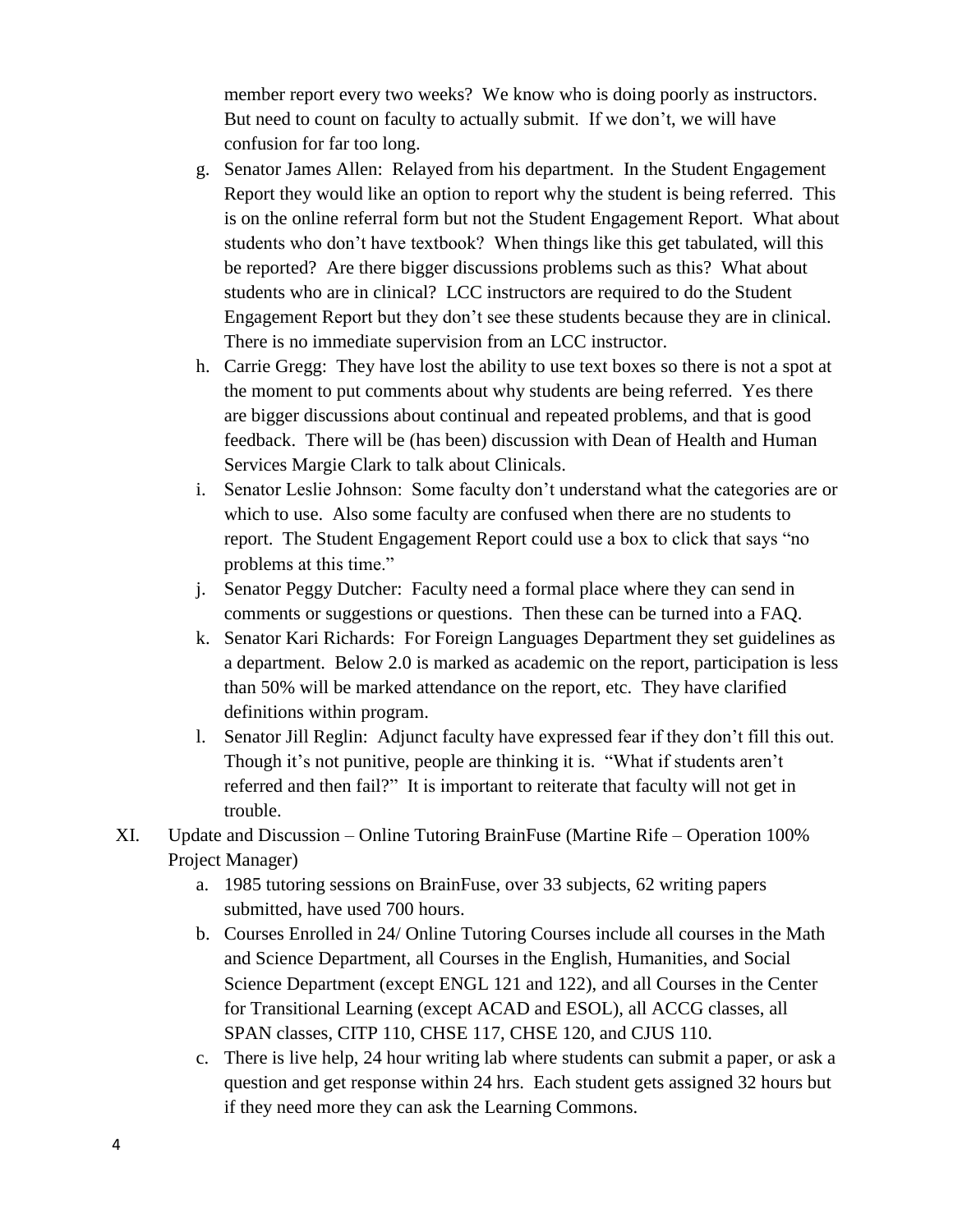member report every two weeks? We know who is doing poorly as instructors. But need to count on faculty to actually submit. If we don't, we will have confusion for far too long.

g. Senator James Allen: Relayed from his department. In the Student Engagement Report they would like an option to report why the student is being referred. This is on the online referral form but not the Student Engagement Report. What about students who don't have textbook? When things like this get tabulated, will this be reported? Are there bigger discussions problems such as this? What about students who are in clinical? LCC instructors are required to do the Student Engagement Report but they don't see these students because they are in clinical. There is no immediate supervision from an LCC instructor.

h. Carrie Gregg: They have lost the ability to use text boxes so there is not a spot at the moment to put comments about why students are being referred. Yes there are bigger discussions about continual and repeated problems, and that is good feedback. There will be (has been) discussion with Dean of Health and Human Services Margie Clark to talk about Clinicals.

i. Senator Leslie Johnson: Some faculty don't understand what the categories are or which to use. Also some faculty are confused when there are no students to report. The Student Engagement Report could use a box to click that says "no problems at this time."

j. Senator Peggy Dutcher: Faculty need a formal place where they can send in comments or suggestions or questions. Then these can be turned into a FAQ.

k. Senator Kari Richards: For Foreign Languages Department they set guidelines as a department. Below 2.0 is marked as academic on the report, participation is less than 50% will be marked attendance on the report, etc. They have clarified definitions within program.

l. Senator Jill Reglin: Adjunct faculty have expressed fear if they don't fill this out. Though it's not punitive, people are thinking it is. "What if students aren't referred and then fail?" It is important to reiterate that faculty will not get in trouble.

XI. Update and Discussion – Online Tutoring BrainFuse (Martine Rife – Operation 100% Project Manager)

a. 1985 tutoring sessions on BrainFuse, over 33 subjects, 62 writing papers submitted, have used 700 hours.

b. Courses Enrolled in 24/ Online Tutoring Courses include all courses in the Math and Science Department, all Courses in the English, Humanities, and Social Science Department (except ENGL 121 and 122), and all Courses in the Center for Transitional Learning (except ACAD and ESOL), all ACCG classes, all SPAN classes, CITP 110, CHSE 117, CHSE 120, and CJUS 110.

c. There is live help, 24 hour writing lab where students can submit a paper, or ask a question and get response within 24 hrs. Each student gets assigned 32 hours but if they need more they can ask the Learning Commons.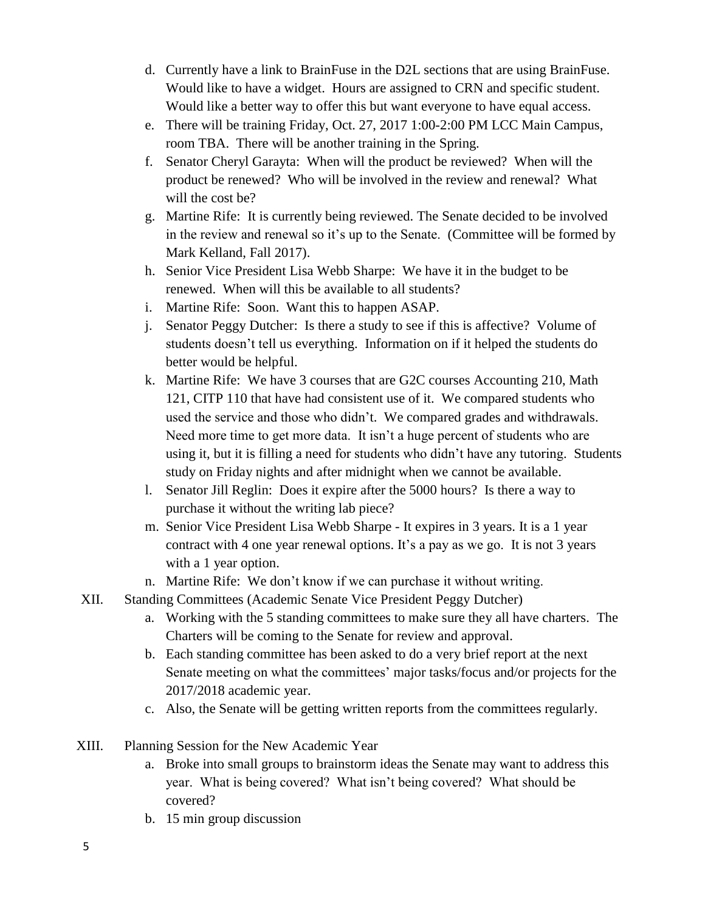d. Currently have a link to BrainFuse in the D2L sections that are using BrainFuse. Would like to have a widget. Hours are assigned to CRN and specific student. Would like a better way to offer this but want everyone to have equal access.

e. There will be training Friday, Oct. 27, 2017 1:00-2:00 PM LCC Main Campus, room TBA. There will be another training in the Spring.

f. Senator Cheryl Garayta: When will the product be reviewed? When will the product be renewed? Who will be involved in the review and renewal? What will the cost be?

g. Martine Rife: It is currently being reviewed. The Senate decided to be involved in the review and renewal so it's up to the Senate. (Committee will be formed by Mark Kelland, Fall 2017).

h. Senior Vice President Lisa Webb Sharpe: We have it in the budget to be renewed. When will this be available to all students?

i. Martine Rife: Soon. Want this to happen ASAP.

j. Senator Peggy Dutcher: Is there a study to see if this is affective? Volume of students doesn't tell us everything. Information on if it helped the students do better would be helpful.

k. Martine Rife: We have 3 courses that are G2C courses Accounting 210, Math 121, CITP 110 that have had consistent use of it. We compared students who used the service and those who didn't. We compared grades and withdrawals. Need more time to get more data. It isn't a huge percent of students who are using it, but it is filling a need for students who didn't have any tutoring. Students study on Friday nights and after midnight when we cannot be available.

l. Senator Jill Reglin: Does it expire after the 5000 hours? Is there a way to purchase it without the writing lab piece?

m. Senior Vice President Lisa Webb Sharpe - It expires in 3 years. It is a 1 year contract with 4 one year renewal options. It's a pay as we go. It is not 3 years with a 1 year option.

n. Martine Rife: We don't know if we can purchase it without writing.

XII. Standing Committees (Academic Senate Vice President Peggy Dutcher)

a. Working with the 5 standing committees to make sure they all have charters. The Charters will be coming to the Senate for review and approval.

b. Each standing committee has been asked to do a very brief report at the next Senate meeting on what the committees' major tasks/focus and/or projects for the 2017/2018 academic year.

c. Also, the Senate will be getting written reports from the committees regularly.

XIII. Planning Session for the New Academic Year

a. Broke into small groups to brainstorm ideas the Senate may want to address this year. What is being covered? What isn't being covered? What should be covered?

b. 15 min group discussion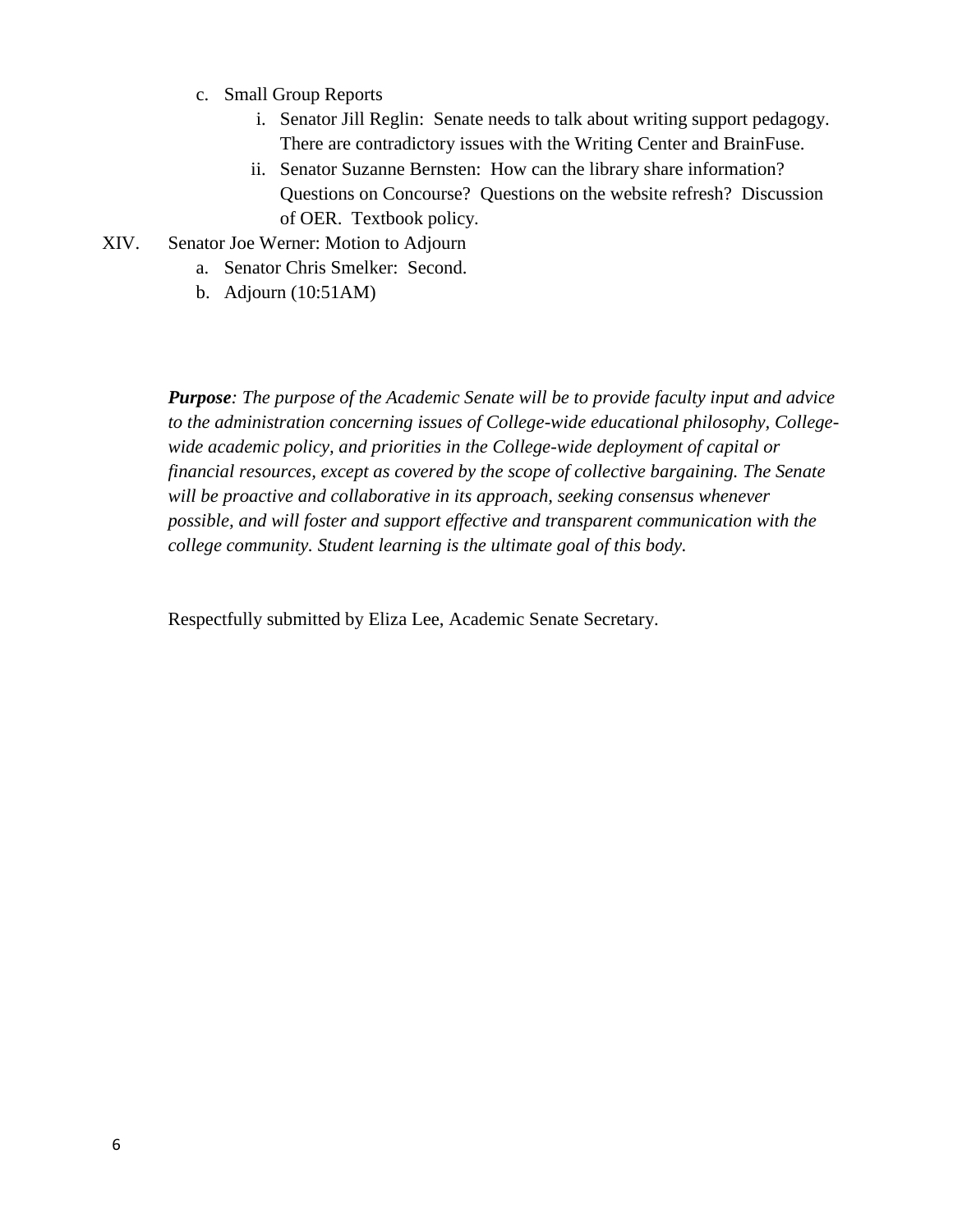c. Small Group Reports
   i. Senator Jill Reglin: Senate needs to talk about writing support pedagogy. There are contradictory issues with the Writing Center and BrainFuse.
   ii. Senator Suzanne Bernsten: How can the library share information? Questions on Concourse? Questions on the website refresh? Discussion of OER. Textbook policy.

XIV. Senator Joe Werner: Motion to Adjourn
   a. Senator Chris Smelker: Second.
   b. Adjourn (10:51AM)

***Purpose****: The purpose of the Academic Senate will be to provide faculty input and advice to the administration concerning issues of College-wide educational philosophy, College-wide academic policy, and priorities in the College-wide deployment of capital or financial resources, except as covered by the scope of collective bargaining. The Senate will be proactive and collaborative in its approach, seeking consensus whenever possible, and will foster and support effective and transparent communication with the college community. Student learning is the ultimate goal of this body.*

Respectfully submitted by Eliza Lee, Academic Senate Secretary.